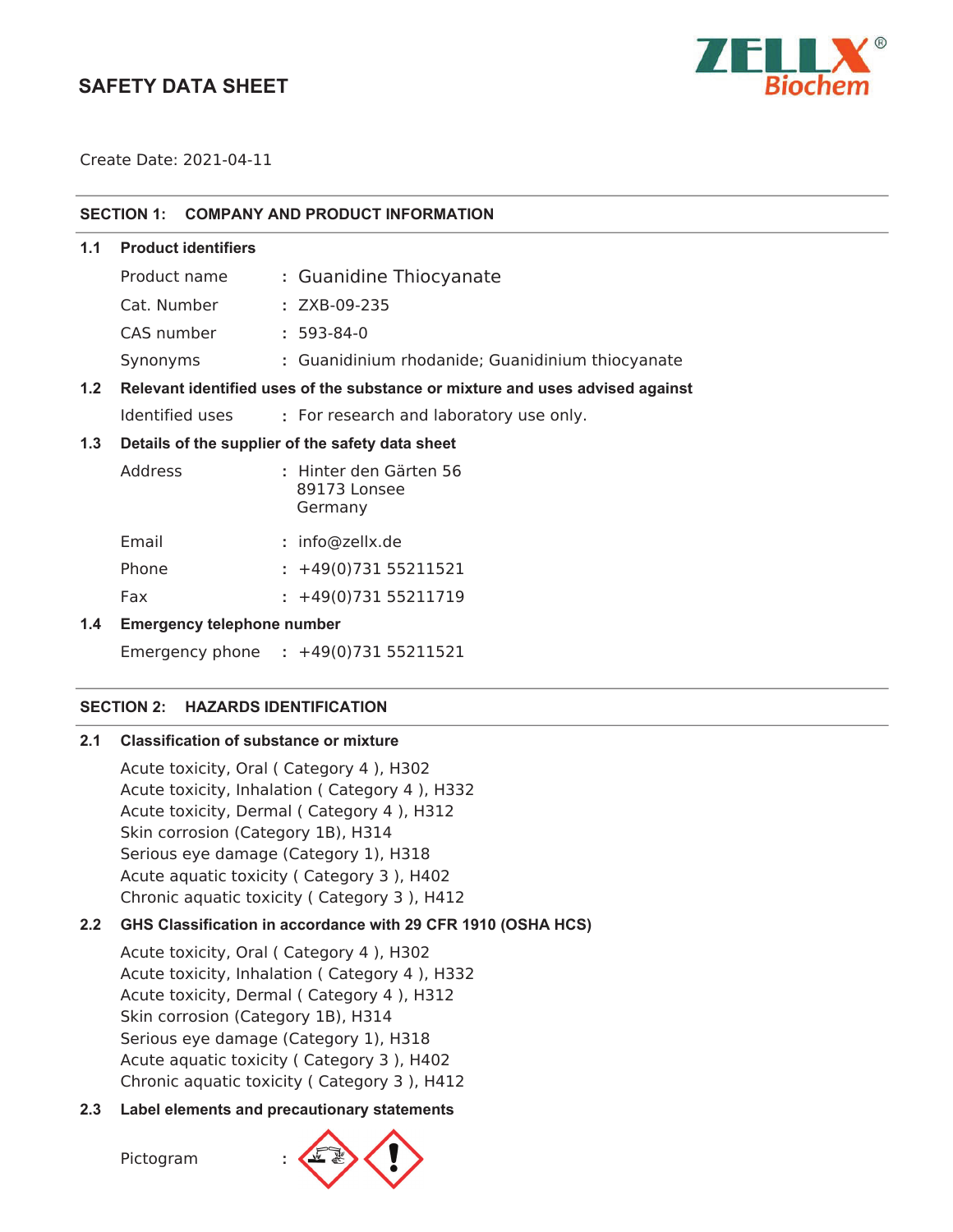# SAFETY DATA SHEET

Create Date: 2021-04-11

## SECTION 1: COMPANY AND PRODUCT INFORMATION

### 1.1 Product identifiers

Product name : Guanidine Thiocyanate

Cat. Number : ZXB-09-235

CAS number : 593-84-0

Synonyms : Guanidinium rhodanide; Guanidinium thiocyanate

### 1.2 Relevant identified uses of the substance or mixture and uses advised against

Identified uses : For research and laboratory use only.

### 1.3 Details of the supplier of the safety data sheet

Address : Hinter den Gärten 56
89173 Lonsee
Germany

Email : info@zellx.de

Phone : +49(0)731 55211521

Fax : +49(0)731 55211719

### 1.4 Emergency telephone number

Emergency phone : +49(0)731 55211521

## SECTION 2: HAZARDS IDENTIFICATION

### 2.1 Classification of substance or mixture

Acute toxicity, Oral ( Category 4 ), H302
Acute toxicity, Inhalation ( Category 4 ), H332
Acute toxicity, Dermal ( Category 4 ), H312
Skin corrosion (Category 1B), H314
Serious eye damage (Category 1), H318
Acute aquatic toxicity ( Category 3 ), H402
Chronic aquatic toxicity ( Category 3 ), H412

### 2.2 GHS Classification in accordance with 29 CFR 1910 (OSHA HCS)

Acute toxicity, Oral ( Category 4 ), H302
Acute toxicity, Inhalation ( Category 4 ), H332
Acute toxicity, Dermal ( Category 4 ), H312
Skin corrosion (Category 1B), H314
Serious eye damage (Category 1), H318
Acute aquatic toxicity ( Category 3 ), H402
Chronic aquatic toxicity ( Category 3 ), H412

### 2.3 Label elements and precautionary statements

Pictogram :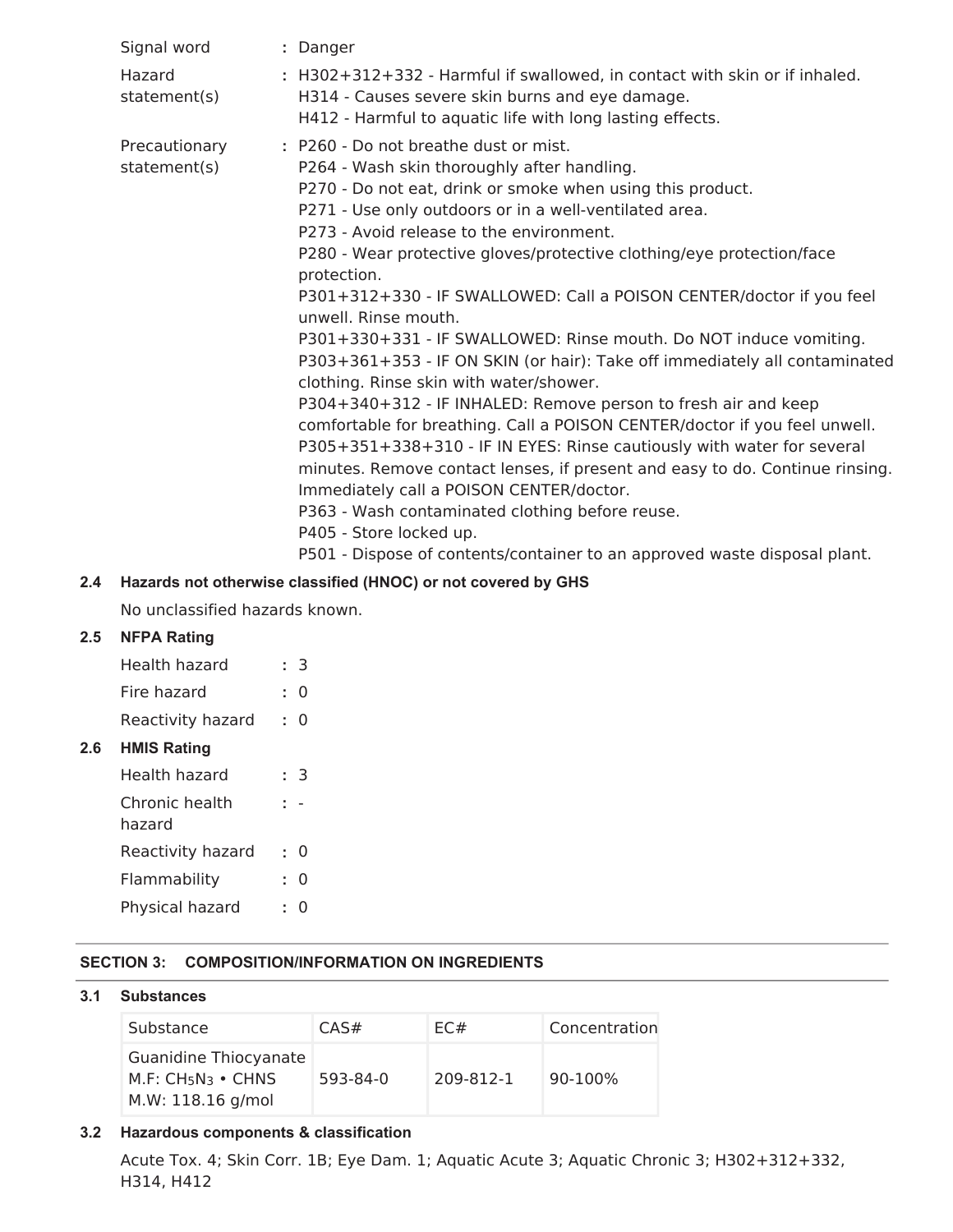Signal word : Danger

Hazard statement(s) : H302+312+332 - Harmful if swallowed, in contact with skin or if inhaled.
H314 - Causes severe skin burns and eye damage.
H412 - Harmful to aquatic life with long lasting effects.

Precautionary statement(s) : P260 - Do not breathe dust or mist.
P264 - Wash skin thoroughly after handling.
P270 - Do not eat, drink or smoke when using this product.
P271 - Use only outdoors or in a well-ventilated area.
P273 - Avoid release to the environment.
P280 - Wear protective gloves/protective clothing/eye protection/face protection.
P301+312+330 - IF SWALLOWED: Call a POISON CENTER/doctor if you feel unwell. Rinse mouth.
P301+330+331 - IF SWALLOWED: Rinse mouth. Do NOT induce vomiting.
P303+361+353 - IF ON SKIN (or hair): Take off immediately all contaminated clothing. Rinse skin with water/shower.
P304+340+312 - IF INHALED: Remove person to fresh air and keep comfortable for breathing. Call a POISON CENTER/doctor if you feel unwell.
P305+351+338+310 - IF IN EYES: Rinse cautiously with water for several minutes. Remove contact lenses, if present and easy to do. Continue rinsing. Immediately call a POISON CENTER/doctor.
P363 - Wash contaminated clothing before reuse.
P405 - Store locked up.
P501 - Dispose of contents/container to an approved waste disposal plant.

### 2.4 Hazards not otherwise classified (HNOC) or not covered by GHS

No unclassified hazards known.

### 2.5 NFPA Rating

Health hazard : 3
Fire hazard : 0
Reactivity hazard : 0

### 2.6 HMIS Rating

Health hazard : 3
Chronic health hazard : -
Reactivity hazard : 0
Flammability : 0
Physical hazard : 0

## SECTION 3: COMPOSITION/INFORMATION ON INGREDIENTS

### 3.1 Substances

| Substance | CAS# | EC# | Concentration |
| --- | --- | --- | --- |
| Guanidine Thiocyanate<br>M.F: $CH_5N_3$ • CHNS<br>M.W: 118.16 g/mol | 593-84-0 | 209-812-1 | 90-100% |

### 3.2 Hazardous components & classification

Acute Tox. 4; Skin Corr. 1B; Eye Dam. 1; Aquatic Acute 3; Aquatic Chronic 3; H302+312+332, H314, H412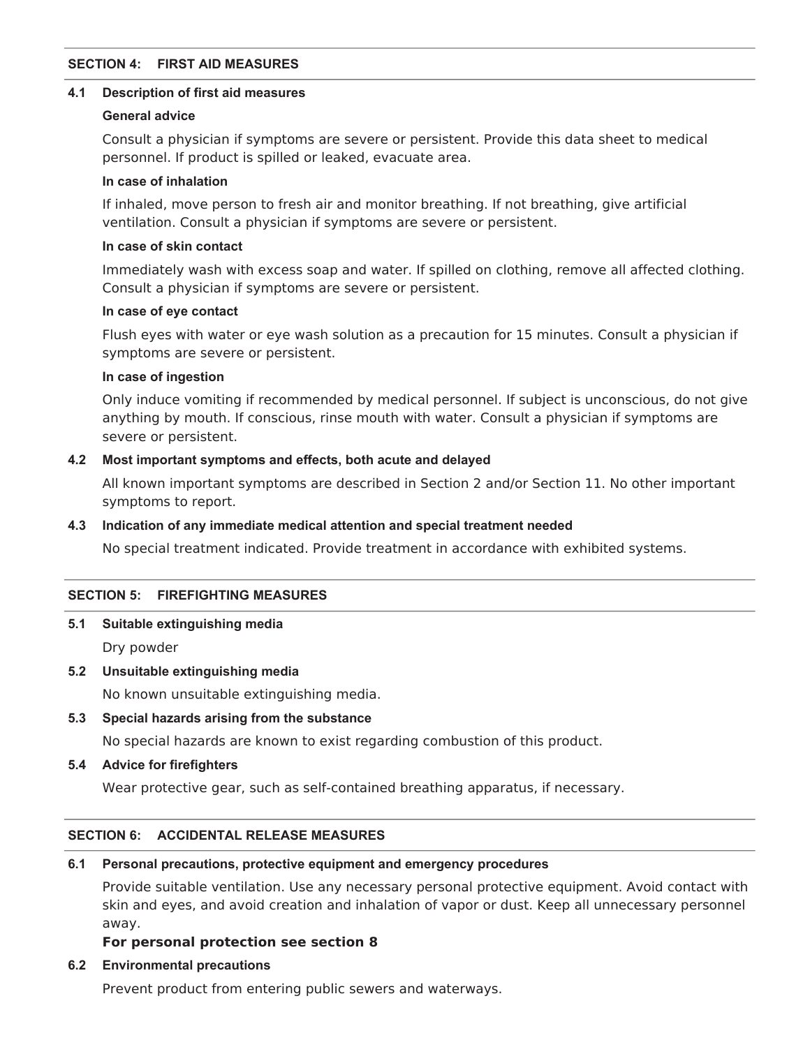## SECTION 4: FIRST AID MEASURES

### 4.1 Description of first aid measures

**General advice**

Consult a physician if symptoms are severe or persistent. Provide this data sheet to medical personnel. If product is spilled or leaked, evacuate area.

**In case of inhalation**

If inhaled, move person to fresh air and monitor breathing. If not breathing, give artificial ventilation. Consult a physician if symptoms are severe or persistent.

**In case of skin contact**

Immediately wash with excess soap and water. If spilled on clothing, remove all affected clothing. Consult a physician if symptoms are severe or persistent.

**In case of eye contact**

Flush eyes with water or eye wash solution as a precaution for 15 minutes. Consult a physician if symptoms are severe or persistent.

**In case of ingestion**

Only induce vomiting if recommended by medical personnel. If subject is unconscious, do not give anything by mouth. If conscious, rinse mouth with water. Consult a physician if symptoms are severe or persistent.

### 4.2 Most important symptoms and effects, both acute and delayed

All known important symptoms are described in Section 2 and/or Section 11. No other important symptoms to report.

### 4.3 Indication of any immediate medical attention and special treatment needed

No special treatment indicated. Provide treatment in accordance with exhibited systems.

## SECTION 5: FIREFIGHTING MEASURES

### 5.1 Suitable extinguishing media

Dry powder

### 5.2 Unsuitable extinguishing media

No known unsuitable extinguishing media.

### 5.3 Special hazards arising from the substance

No special hazards are known to exist regarding combustion of this product.

### 5.4 Advice for firefighters

Wear protective gear, such as self-contained breathing apparatus, if necessary.

## SECTION 6: ACCIDENTAL RELEASE MEASURES

### 6.1 Personal precautions, protective equipment and emergency procedures

Provide suitable ventilation. Use any necessary personal protective equipment. Avoid contact with skin and eyes, and avoid creation and inhalation of vapor or dust. Keep all unnecessary personnel away.

**For personal protection see section 8**

### 6.2 Environmental precautions

Prevent product from entering public sewers and waterways.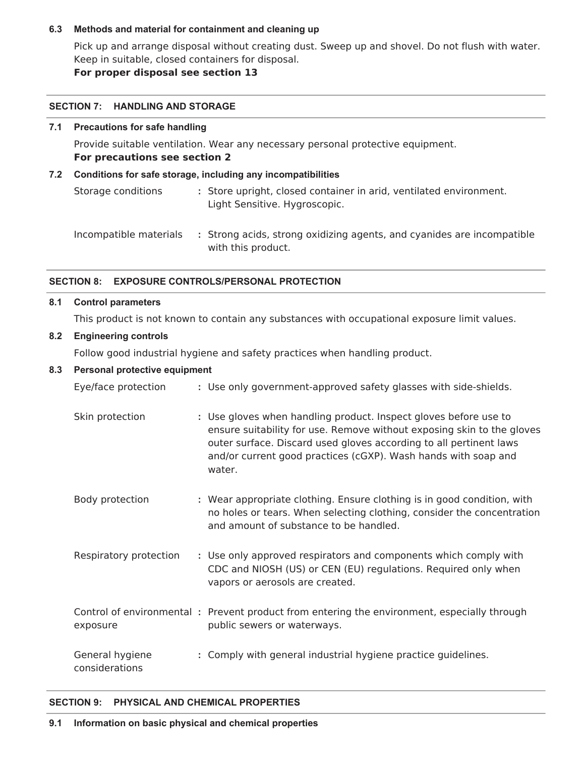### 6.3 Methods and material for containment and cleaning up

Pick up and arrange disposal without creating dust. Sweep up and shovel. Do not flush with water. Keep in suitable, closed containers for disposal.

**For proper disposal see section 13**

## SECTION 7: HANDLING AND STORAGE

### 7.1 Precautions for safe handling

Provide suitable ventilation. Wear any necessary personal protective equipment.

**For precautions see section 2**

### 7.2 Conditions for safe storage, including any incompatibilities

| | |
|---|---|
| Storage conditions | Store upright, closed container in arid, ventilated environment. Light Sensitive. Hygroscopic. |
| Incompatible materials | Strong acids, strong oxidizing agents, and cyanides are incompatible with this product. |

## SECTION 8: EXPOSURE CONTROLS/PERSONAL PROTECTION

### 8.1 Control parameters

This product is not known to contain any substances with occupational exposure limit values.

### 8.2 Engineering controls

Follow good industrial hygiene and safety practices when handling product.

### 8.3 Personal protective equipment

| | |
|---|---|
| Eye/face protection | Use only government-approved safety glasses with side-shields. |
| Skin protection | Use gloves when handling product. Inspect gloves before use to ensure suitability for use. Remove without exposing skin to the gloves outer surface. Discard used gloves according to all pertinent laws and/or current good practices (cGXP). Wash hands with soap and water. |
| Body protection | Wear appropriate clothing. Ensure clothing is in good condition, with no holes or tears. When selecting clothing, consider the concentration and amount of substance to be handled. |
| Respiratory protection | Use only approved respirators and components which comply with CDC and NIOSH (US) or CEN (EU) regulations. Required only when vapors or aerosols are created. |
| Control of environmental exposure | Prevent product from entering the environment, especially through public sewers or waterways. |
| General hygiene considerations | Comply with general industrial hygiene practice guidelines. |

## SECTION 9: PHYSICAL AND CHEMICAL PROPERTIES

### 9.1 Information on basic physical and chemical properties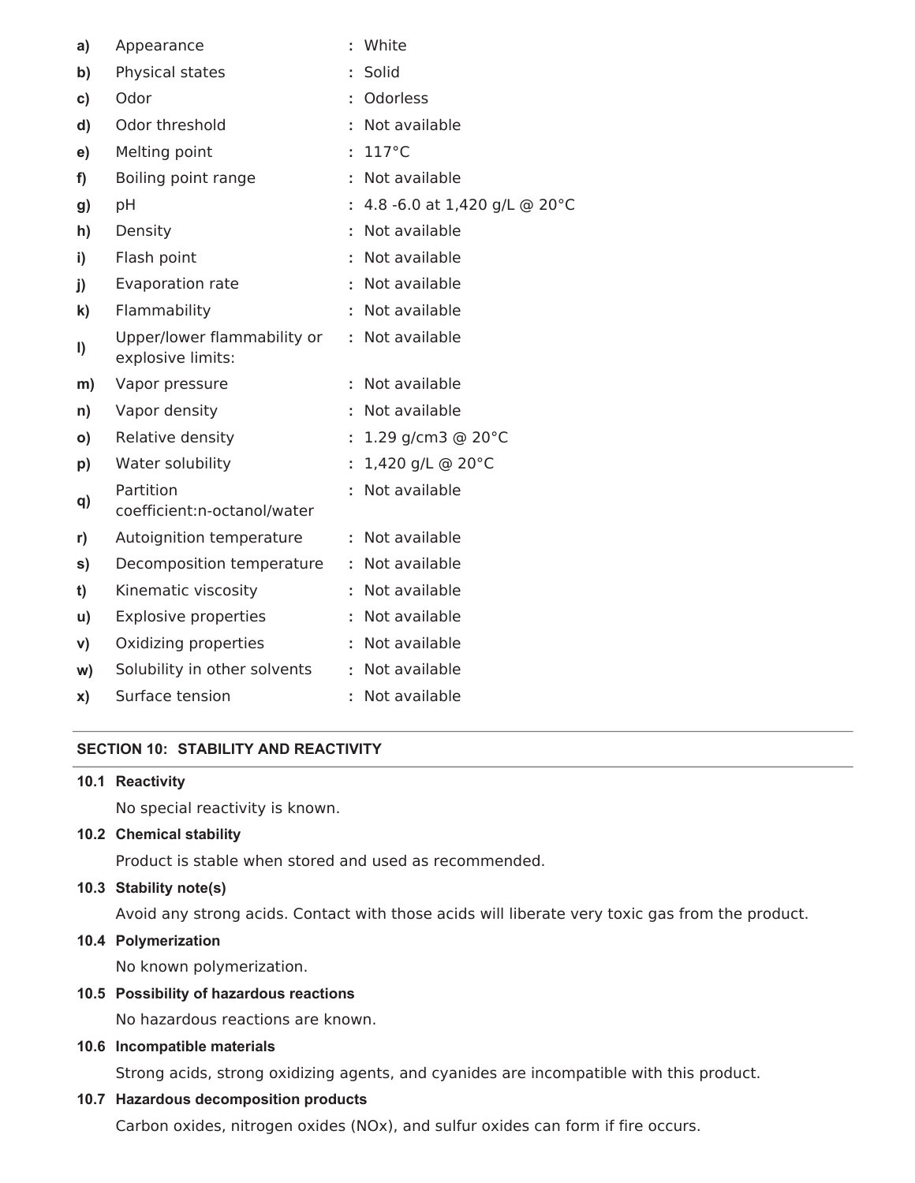| | | |
|---|---|---|
| **a)** | Appearance | : White |
| **b)** | Physical states | : Solid |
| **c)** | Odor | : Odorless |
| **d)** | Odor threshold | : Not available |
| **e)** | Melting point | : 117°C |
| **f)** | Boiling point range | : Not available |
| **g)** | pH | : 4.8 -6.0 at 1,420 g/L @ 20°C |
| **h)** | Density | : Not available |
| **i)** | Flash point | : Not available |
| **j)** | Evaporation rate | : Not available |
| **k)** | Flammability | : Not available |
| **l)** | Upper/lower flammability or explosive limits: | : Not available |
| **m)** | Vapor pressure | : Not available |
| **n)** | Vapor density | : Not available |
| **o)** | Relative density | : 1.29 g/cm3 @ 20°C |
| **p)** | Water solubility | : 1,420 g/L @ 20°C |
| **q)** | Partition coefficient:n-octanol/water | : Not available |
| **r)** | Autoignition temperature | : Not available |
| **s)** | Decomposition temperature | : Not available |
| **t)** | Kinematic viscosity | : Not available |
| **u)** | Explosive properties | : Not available |
| **v)** | Oxidizing properties | : Not available |
| **w)** | Solubility in other solvents | : Not available |
| **x)** | Surface tension | : Not available |

## SECTION 10: STABILITY AND REACTIVITY

**10.1 Reactivity**

No special reactivity is known.

**10.2 Chemical stability**

Product is stable when stored and used as recommended.

**10.3 Stability note(s)**

Avoid any strong acids. Contact with those acids will liberate very toxic gas from the product.

**10.4 Polymerization**

No known polymerization.

**10.5 Possibility of hazardous reactions**

No hazardous reactions are known.

**10.6 Incompatible materials**

Strong acids, strong oxidizing agents, and cyanides are incompatible with this product.

**10.7 Hazardous decomposition products**

Carbon oxides, nitrogen oxides (NOx), and sulfur oxides can form if fire occurs.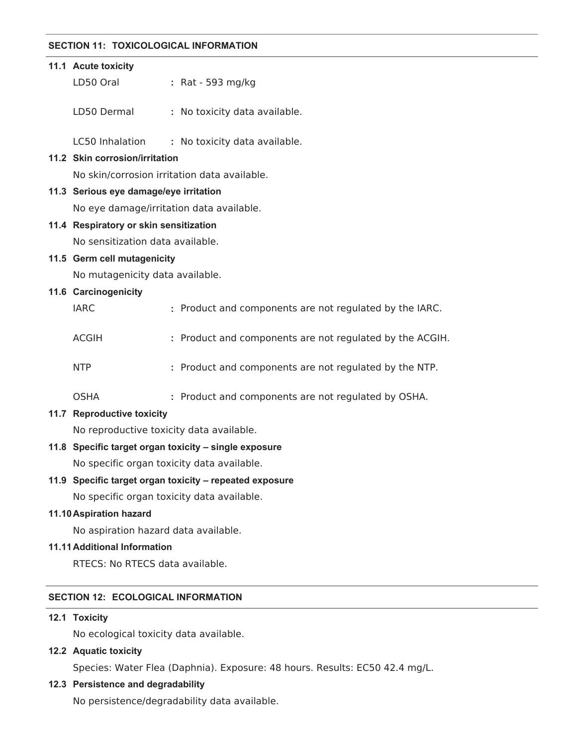## SECTION 11: TOXICOLOGICAL INFORMATION

### 11.1 Acute toxicity

LD50 Oral : Rat - 593 mg/kg

LD50 Dermal : No toxicity data available.

LC50 Inhalation : No toxicity data available.

### 11.2 Skin corrosion/irritation

No skin/corrosion irritation data available.

### 11.3 Serious eye damage/eye irritation

No eye damage/irritation data available.

### 11.4 Respiratory or skin sensitization

No sensitization data available.

### 11.5 Germ cell mutagenicity

No mutagenicity data available.

### 11.6 Carcinogenicity

IARC : Product and components are not regulated by the IARC.

ACGIH : Product and components are not regulated by the ACGIH.

NTP : Product and components are not regulated by the NTP.

OSHA : Product and components are not regulated by OSHA.

### 11.7 Reproductive toxicity

No reproductive toxicity data available.

### 11.8 Specific target organ toxicity – single exposure

No specific organ toxicity data available.

### 11.9 Specific target organ toxicity – repeated exposure

No specific organ toxicity data available.

### 11.10 Aspiration hazard

No aspiration hazard data available.

### 11.11 Additional Information

RTECS: No RTECS data available.

## SECTION 12: ECOLOGICAL INFORMATION

### 12.1 Toxicity

No ecological toxicity data available.

### 12.2 Aquatic toxicity

Species: Water Flea (Daphnia). Exposure: 48 hours. Results: EC50 42.4 mg/L.

### 12.3 Persistence and degradability

No persistence/degradability data available.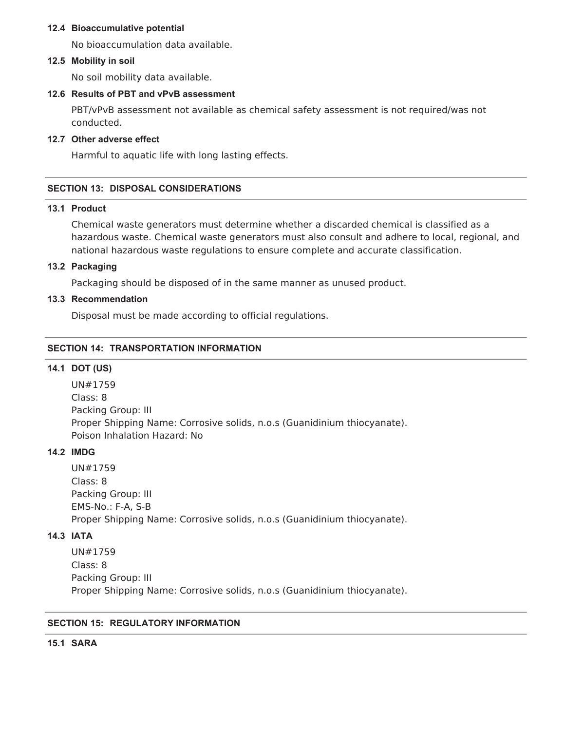### 12.4 Bioaccumulative potential

No bioaccumulation data available.

### 12.5 Mobility in soil

No soil mobility data available.

### 12.6 Results of PBT and vPvB assessment

PBT/vPvB assessment not available as chemical safety assessment is not required/was not conducted.

### 12.7 Other adverse effect

Harmful to aquatic life with long lasting effects.

## SECTION 13: DISPOSAL CONSIDERATIONS

### 13.1 Product

Chemical waste generators must determine whether a discarded chemical is classified as a hazardous waste. Chemical waste generators must also consult and adhere to local, regional, and national hazardous waste regulations to ensure complete and accurate classification.

### 13.2 Packaging

Packaging should be disposed of in the same manner as unused product.

### 13.3 Recommendation

Disposal must be made according to official regulations.

## SECTION 14: TRANSPORTATION INFORMATION

### 14.1 DOT (US)

UN#1759
Class: 8
Packing Group: III
Proper Shipping Name: Corrosive solids, n.o.s (Guanidinium thiocyanate).
Poison Inhalation Hazard: No

### 14.2 IMDG

UN#1759
Class: 8
Packing Group: III
EMS-No.: F-A, S-B
Proper Shipping Name: Corrosive solids, n.o.s (Guanidinium thiocyanate).

### 14.3 IATA

UN#1759
Class: 8
Packing Group: III
Proper Shipping Name: Corrosive solids, n.o.s (Guanidinium thiocyanate).

## SECTION 15: REGULATORY INFORMATION

### 15.1 SARA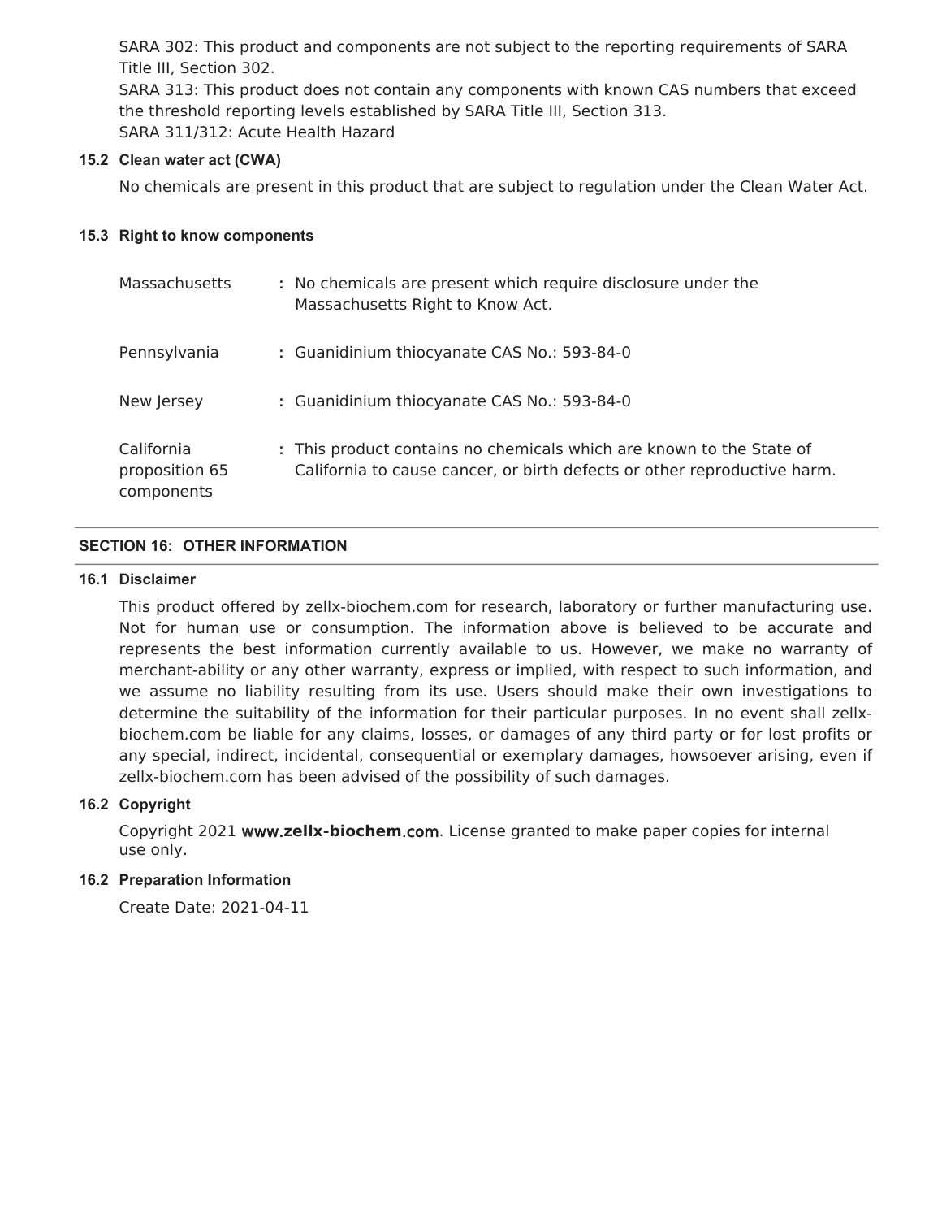SARA 302: This product and components are not subject to the reporting requirements of SARA Title III, Section 302.
SARA 313: This product does not contain any components with known CAS numbers that exceed the threshold reporting levels established by SARA Title III, Section 313.
SARA 311/312: Acute Health Hazard

### 15.2 Clean water act (CWA)

No chemicals are present in this product that are subject to regulation under the Clean Water Act.

### 15.3 Right to know components

| | | |
|---|---|---|
| Massachusetts | : | No chemicals are present which require disclosure under the Massachusetts Right to Know Act. |
| Pennsylvania | : | Guanidinium thiocyanate CAS No.: 593-84-0 |
| New Jersey | : | Guanidinium thiocyanate CAS No.: 593-84-0 |
| California proposition 65 components | : | This product contains no chemicals which are known to the State of California to cause cancer, or birth defects or other reproductive harm. |

## SECTION 16: OTHER INFORMATION

### 16.1 Disclaimer

This product offered by zellx-biochem.com for research, laboratory or further manufacturing use. Not for human use or consumption. The information above is believed to be accurate and represents the best information currently available to us. However, we make no warranty of merchant-ability or any other warranty, express or implied, with respect to such information, and we assume no liability resulting from its use. Users should make their own investigations to determine the suitability of the information for their particular purposes. In no event shall zellx-biochem.com be liable for any claims, losses, or damages of any third party or for lost profits or any special, indirect, incidental, consequential or exemplary damages, howsoever arising, even if zellx-biochem.com has been advised of the possibility of such damages.

### 16.2 Copyright

Copyright 2021 www.**zellx-biochem**.com. License granted to make paper copies for internal use only.

### 16.2 Preparation Information

Create Date: 2021-04-11